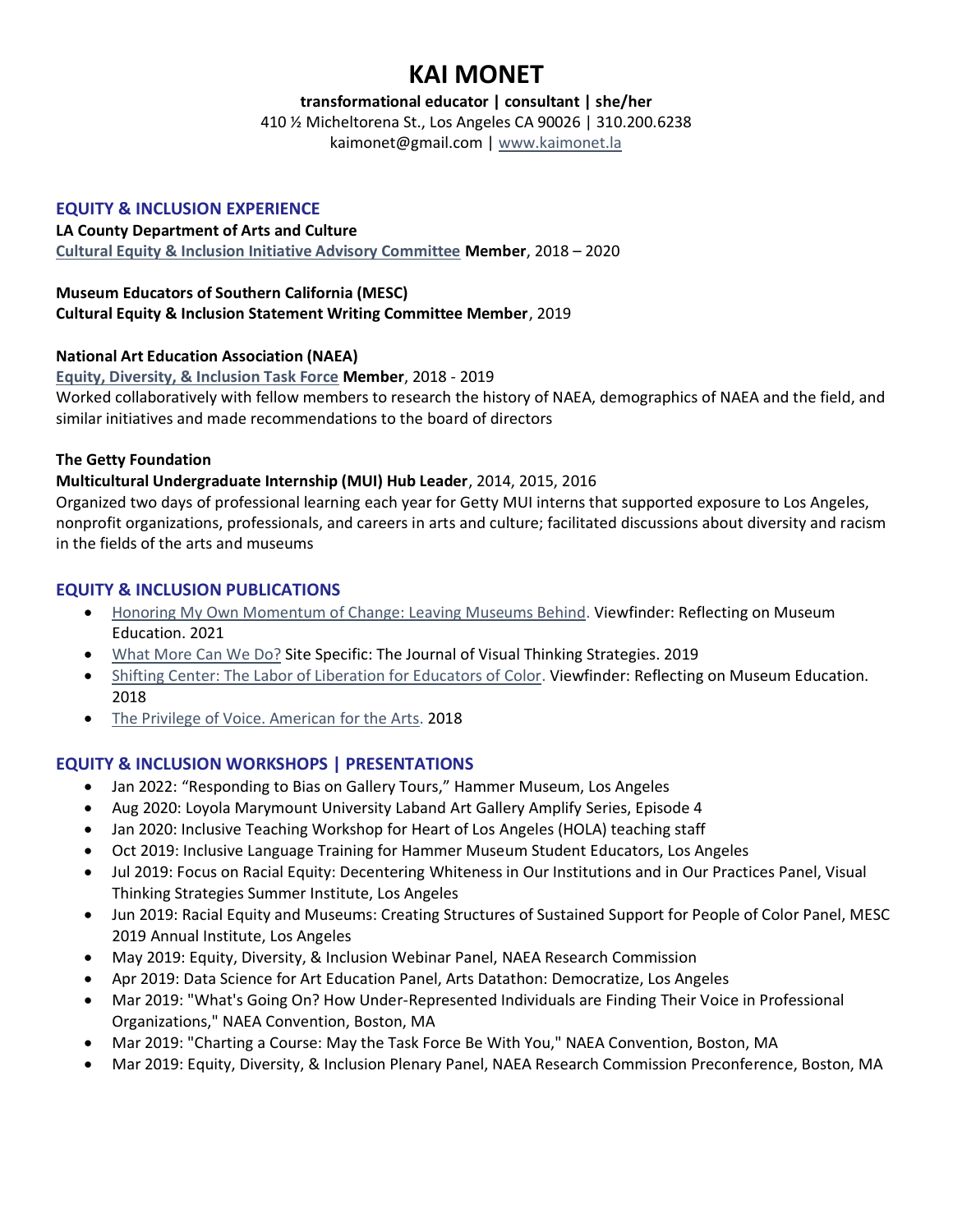# KAI MONET

**transformational educator | consultant | she/her**

410 ½ Micheltorena St., Los Angeles CA 90026 | 310.200.6238

kaimonet@gmail.com | www.kaimonet.la

## EQUITY & INCLUSION EXPERIENCE

**LA County Department of Arts and Culture**
**Cultural Equity & Inclusion Initiative Advisory Committee Member**, 2018 – 2020

**Museum Educators of Southern California (MESC)**
**Cultural Equity & Inclusion Statement Writing Committee Member**, 2019

**National Art Education Association (NAEA)**
**Equity, Diversity, & Inclusion Task Force Member**, 2018 - 2019
Worked collaboratively with fellow members to research the history of NAEA, demographics of NAEA and the field, and similar initiatives and made recommendations to the board of directors

**The Getty Foundation**
**Multicultural Undergraduate Internship (MUI) Hub Leader**, 2014, 2015, 2016
Organized two days of professional learning each year for Getty MUI interns that supported exposure to Los Angeles, nonprofit organizations, professionals, and careers in arts and culture; facilitated discussions about diversity and racism in the fields of the arts and museums

## EQUITY & INCLUSION PUBLICATIONS

- Honoring My Own Momentum of Change: Leaving Museums Behind. Viewfinder: Reflecting on Museum Education. 2021
- What More Can We Do? Site Specific: The Journal of Visual Thinking Strategies. 2019
- Shifting Center: The Labor of Liberation for Educators of Color. Viewfinder: Reflecting on Museum Education. 2018
- The Privilege of Voice. American for the Arts. 2018

## EQUITY & INCLUSION WORKSHOPS | PRESENTATIONS

- Jan 2022: "Responding to Bias on Gallery Tours," Hammer Museum, Los Angeles
- Aug 2020: Loyola Marymount University Laband Art Gallery Amplify Series, Episode 4
- Jan 2020: Inclusive Teaching Workshop for Heart of Los Angeles (HOLA) teaching staff
- Oct 2019: Inclusive Language Training for Hammer Museum Student Educators, Los Angeles
- Jul 2019: Focus on Racial Equity: Decentering Whiteness in Our Institutions and in Our Practices Panel, Visual Thinking Strategies Summer Institute, Los Angeles
- Jun 2019: Racial Equity and Museums: Creating Structures of Sustained Support for People of Color Panel, MESC 2019 Annual Institute, Los Angeles
- May 2019: Equity, Diversity, & Inclusion Webinar Panel, NAEA Research Commission
- Apr 2019: Data Science for Art Education Panel, Arts Datathon: Democratize, Los Angeles
- Mar 2019: "What's Going On? How Under-Represented Individuals are Finding Their Voice in Professional Organizations," NAEA Convention, Boston, MA
- Mar 2019: "Charting a Course: May the Task Force Be With You," NAEA Convention, Boston, MA
- Mar 2019: Equity, Diversity, & Inclusion Plenary Panel, NAEA Research Commission Preconference, Boston, MA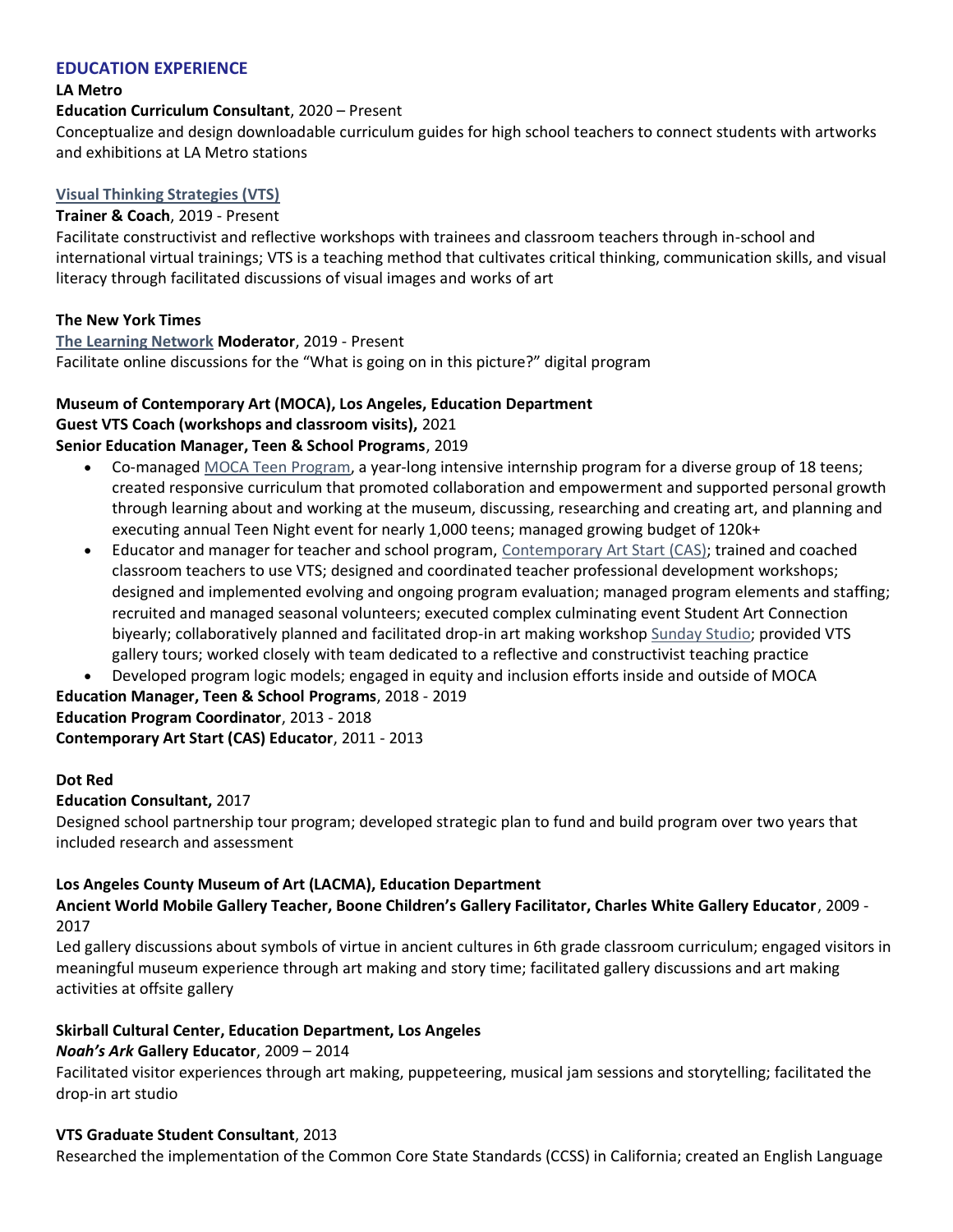## EDUCATION EXPERIENCE

**LA Metro**
**Education Curriculum Consultant**, 2020 – Present
Conceptualize and design downloadable curriculum guides for high school teachers to connect students with artworks and exhibitions at LA Metro stations

**Visual Thinking Strategies (VTS)**
**Trainer & Coach**, 2019 - Present
Facilitate constructivist and reflective workshops with trainees and classroom teachers through in-school and international virtual trainings; VTS is a teaching method that cultivates critical thinking, communication skills, and visual literacy through facilitated discussions of visual images and works of art

**The New York Times**
**The Learning Network Moderator**, 2019 - Present
Facilitate online discussions for the "What is going on in this picture?" digital program

**Museum of Contemporary Art (MOCA), Los Angeles, Education Department**
**Guest VTS Coach (workshops and classroom visits),** 2021
**Senior Education Manager, Teen & School Programs**, 2019

- Co-managed MOCA Teen Program, a year-long intensive internship program for a diverse group of 18 teens; created responsive curriculum that promoted collaboration and empowerment and supported personal growth through learning about and working at the museum, discussing, researching and creating art, and planning and executing annual Teen Night event for nearly 1,000 teens; managed growing budget of 120k+
- Educator and manager for teacher and school program, Contemporary Art Start (CAS); trained and coached classroom teachers to use VTS; designed and coordinated teacher professional development workshops; designed and implemented evolving and ongoing program evaluation; managed program elements and staffing; recruited and managed seasonal volunteers; executed complex culminating event Student Art Connection biyearly; collaboratively planned and facilitated drop-in art making workshop Sunday Studio; provided VTS gallery tours; worked closely with team dedicated to a reflective and constructivist teaching practice
- Developed program logic models; engaged in equity and inclusion efforts inside and outside of MOCA

**Education Manager, Teen & School Programs**, 2018 - 2019
**Education Program Coordinator**, 2013 - 2018
**Contemporary Art Start (CAS) Educator**, 2011 - 2013

**Dot Red**
**Education Consultant,** 2017
Designed school partnership tour program; developed strategic plan to fund and build program over two years that included research and assessment

**Los Angeles County Museum of Art (LACMA), Education Department**
**Ancient World Mobile Gallery Teacher, Boone Children's Gallery Facilitator, Charles White Gallery Educator**, 2009 - 2017
Led gallery discussions about symbols of virtue in ancient cultures in 6th grade classroom curriculum; engaged visitors in meaningful museum experience through art making and story time; facilitated gallery discussions and art making activities at offsite gallery

**Skirball Cultural Center, Education Department, Los Angeles**
***Noah's Ark* Gallery Educator**, 2009 – 2014
Facilitated visitor experiences through art making, puppeteering, musical jam sessions and storytelling; facilitated the drop-in art studio

**VTS Graduate Student Consultant**, 2013
Researched the implementation of the Common Core State Standards (CCSS) in California; created an English Language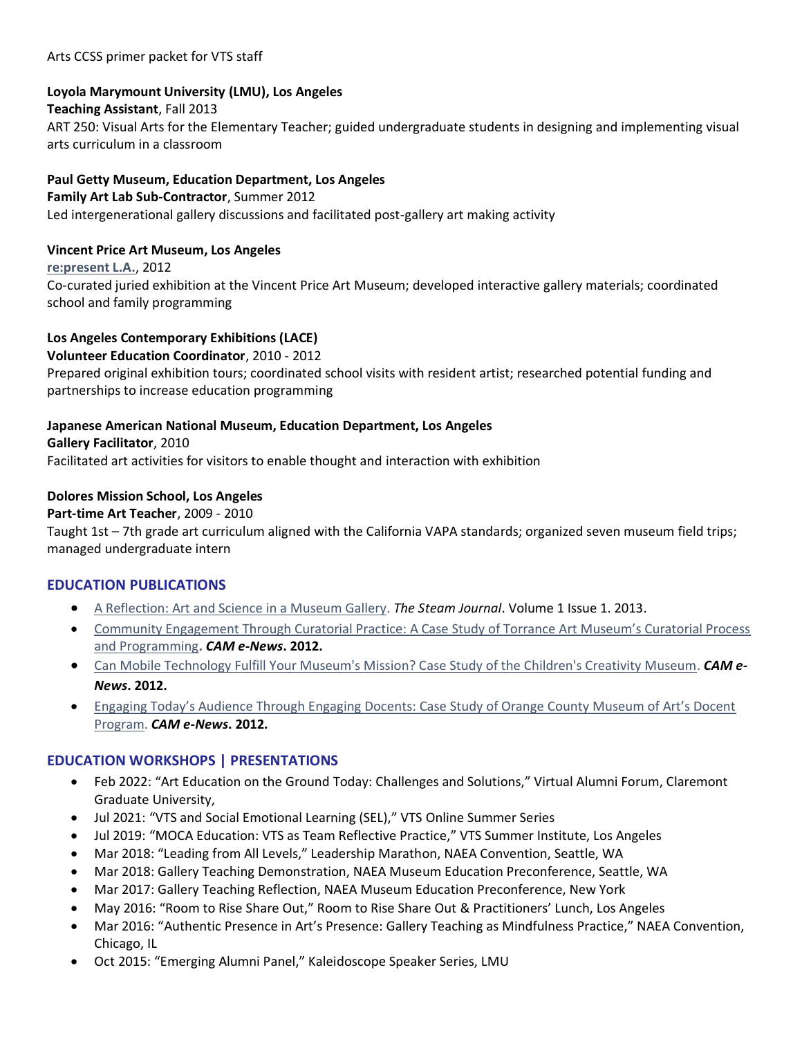Arts CCSS primer packet for VTS staff

**Loyola Marymount University (LMU), Los Angeles**
**Teaching Assistant**, Fall 2013
ART 250: Visual Arts for the Elementary Teacher; guided undergraduate students in designing and implementing visual arts curriculum in a classroom

**Paul Getty Museum, Education Department, Los Angeles**
**Family Art Lab Sub-Contractor**, Summer 2012
Led intergenerational gallery discussions and facilitated post-gallery art making activity

**Vincent Price Art Museum, Los Angeles**
**re:present L.A.**, 2012
Co-curated juried exhibition at the Vincent Price Art Museum; developed interactive gallery materials; coordinated school and family programming

**Los Angeles Contemporary Exhibitions (LACE)**
**Volunteer Education Coordinator**, 2010 - 2012
Prepared original exhibition tours; coordinated school visits with resident artist; researched potential funding and partnerships to increase education programming

**Japanese American National Museum, Education Department, Los Angeles**
**Gallery Facilitator**, 2010
Facilitated art activities for visitors to enable thought and interaction with exhibition

**Dolores Mission School, Los Angeles**
**Part-time Art Teacher**, 2009 - 2010
Taught 1st – 7th grade art curriculum aligned with the California VAPA standards; organized seven museum field trips; managed undergraduate intern

## EDUCATION PUBLICATIONS

- A Reflection: Art and Science in a Museum Gallery. *The Steam Journal*. Volume 1 Issue 1. 2013.
- Community Engagement Through Curatorial Practice: A Case Study of Torrance Art Museum's Curatorial Process and Programming**.** ***CAM e-News*. 2012.**
- Can Mobile Technology Fulfill Your Museum's Mission? Case Study of the Children's Creativity Museum. ***CAM e-News*. 2012.**
- Engaging Today's Audience Through Engaging Docents: Case Study of Orange County Museum of Art's Docent Program. ***CAM e-News*. 2012.**

## EDUCATION WORKSHOPS | PRESENTATIONS

- Feb 2022: "Art Education on the Ground Today: Challenges and Solutions," Virtual Alumni Forum, Claremont Graduate University,
- Jul 2021: "VTS and Social Emotional Learning (SEL)," VTS Online Summer Series
- Jul 2019: "MOCA Education: VTS as Team Reflective Practice," VTS Summer Institute, Los Angeles
- Mar 2018: "Leading from All Levels," Leadership Marathon, NAEA Convention, Seattle, WA
- Mar 2018: Gallery Teaching Demonstration, NAEA Museum Education Preconference, Seattle, WA
- Mar 2017: Gallery Teaching Reflection, NAEA Museum Education Preconference, New York
- May 2016: "Room to Rise Share Out," Room to Rise Share Out & Practitioners' Lunch, Los Angeles
- Mar 2016: "Authentic Presence in Art's Presence: Gallery Teaching as Mindfulness Practice," NAEA Convention, Chicago, IL
- Oct 2015: "Emerging Alumni Panel," Kaleidoscope Speaker Series, LMU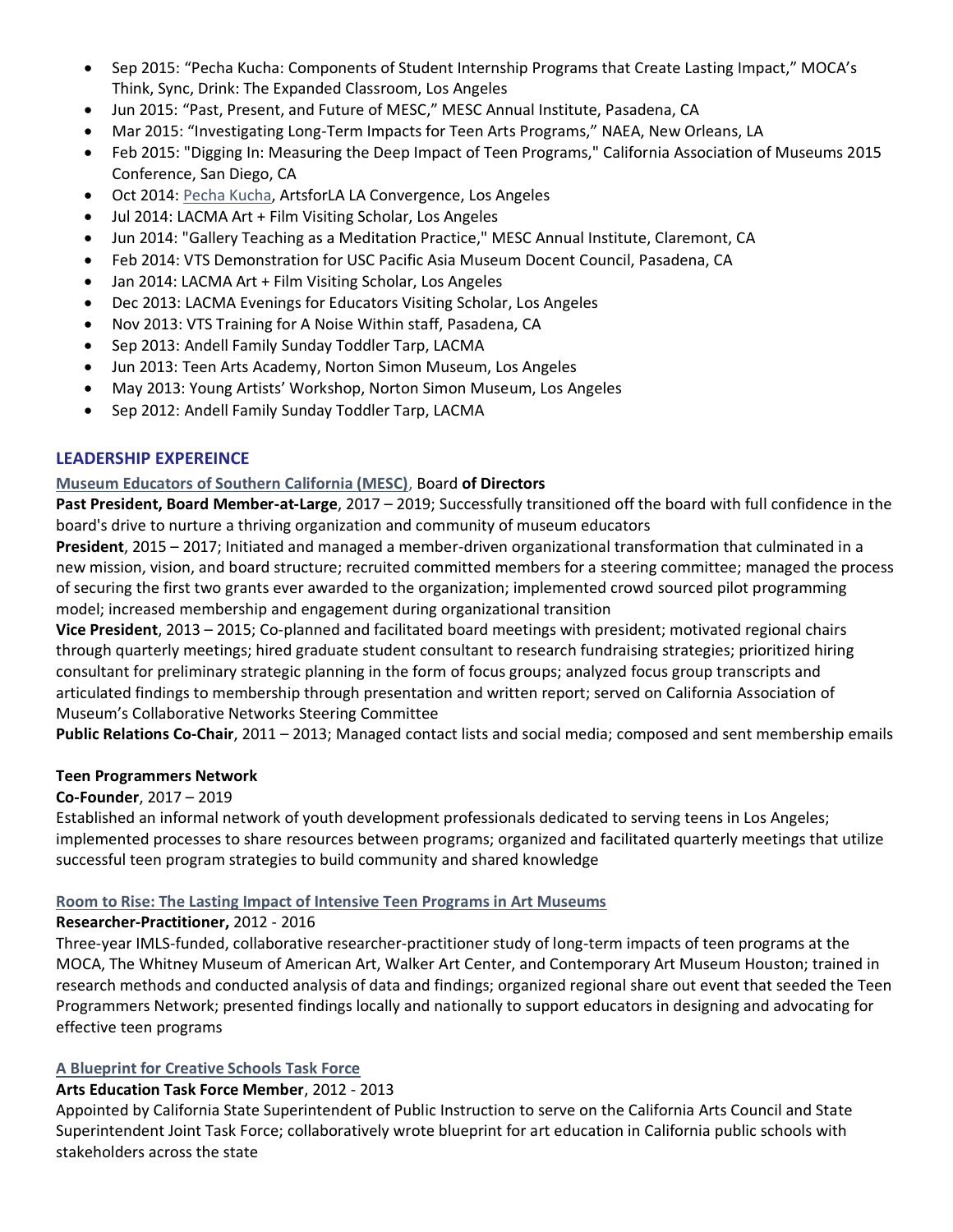- Sep 2015: “Pecha Kucha: Components of Student Internship Programs that Create Lasting Impact,” MOCA’s Think, Sync, Drink: The Expanded Classroom, Los Angeles
- Jun 2015: “Past, Present, and Future of MESC,” MESC Annual Institute, Pasadena, CA
- Mar 2015: “Investigating Long-Term Impacts for Teen Arts Programs,” NAEA, New Orleans, LA
- Feb 2015: "Digging In: Measuring the Deep Impact of Teen Programs," California Association of Museums 2015 Conference, San Diego, CA
- Oct 2014: Pecha Kucha, ArtsforLA LA Convergence, Los Angeles
- Jul 2014: LACMA Art + Film Visiting Scholar, Los Angeles
- Jun 2014: "Gallery Teaching as a Meditation Practice," MESC Annual Institute, Claremont, CA
- Feb 2014: VTS Demonstration for USC Pacific Asia Museum Docent Council, Pasadena, CA
- Jan 2014: LACMA Art + Film Visiting Scholar, Los Angeles
- Dec 2013: LACMA Evenings for Educators Visiting Scholar, Los Angeles
- Nov 2013: VTS Training for A Noise Within staff, Pasadena, CA
- Sep 2013: Andell Family Sunday Toddler Tarp, LACMA
- Jun 2013: Teen Arts Academy, Norton Simon Museum, Los Angeles
- May 2013: Young Artists’ Workshop, Norton Simon Museum, Los Angeles
- Sep 2012: Andell Family Sunday Toddler Tarp, LACMA

## LEADERSHIP EXPEREINCE

**Museum Educators of Southern California (MESC)**, Board **of Directors**

**Past President, Board Member-at-Large**, 2017 – 2019; Successfully transitioned off the board with full confidence in the board's drive to nurture a thriving organization and community of museum educators

**President**, 2015 – 2017; Initiated and managed a member-driven organizational transformation that culminated in a new mission, vision, and board structure; recruited committed members for a steering committee; managed the process of securing the first two grants ever awarded to the organization; implemented crowd sourced pilot programming model; increased membership and engagement during organizational transition

**Vice President**, 2013 – 2015; Co-planned and facilitated board meetings with president; motivated regional chairs through quarterly meetings; hired graduate student consultant to research fundraising strategies; prioritized hiring consultant for preliminary strategic planning in the form of focus groups; analyzed focus group transcripts and articulated findings to membership through presentation and written report; served on California Association of Museum’s Collaborative Networks Steering Committee

**Public Relations Co-Chair**, 2011 – 2013; Managed contact lists and social media; composed and sent membership emails

**Teen Programmers Network**

**Co-Founder**, 2017 – 2019

Established an informal network of youth development professionals dedicated to serving teens in Los Angeles; implemented processes to share resources between programs; organized and facilitated quarterly meetings that utilize successful teen program strategies to build community and shared knowledge

**Room to Rise: The Lasting Impact of Intensive Teen Programs in Art Museums**

**Researcher-Practitioner,** 2012 - 2016

Three-year IMLS-funded, collaborative researcher-practitioner study of long-term impacts of teen programs at the MOCA, The Whitney Museum of American Art, Walker Art Center, and Contemporary Art Museum Houston; trained in research methods and conducted analysis of data and findings; organized regional share out event that seeded the Teen Programmers Network; presented findings locally and nationally to support educators in designing and advocating for effective teen programs

**A Blueprint for Creative Schools Task Force**

**Arts Education Task Force Member**, 2012 - 2013

Appointed by California State Superintendent of Public Instruction to serve on the California Arts Council and State Superintendent Joint Task Force; collaboratively wrote blueprint for art education in California public schools with stakeholders across the state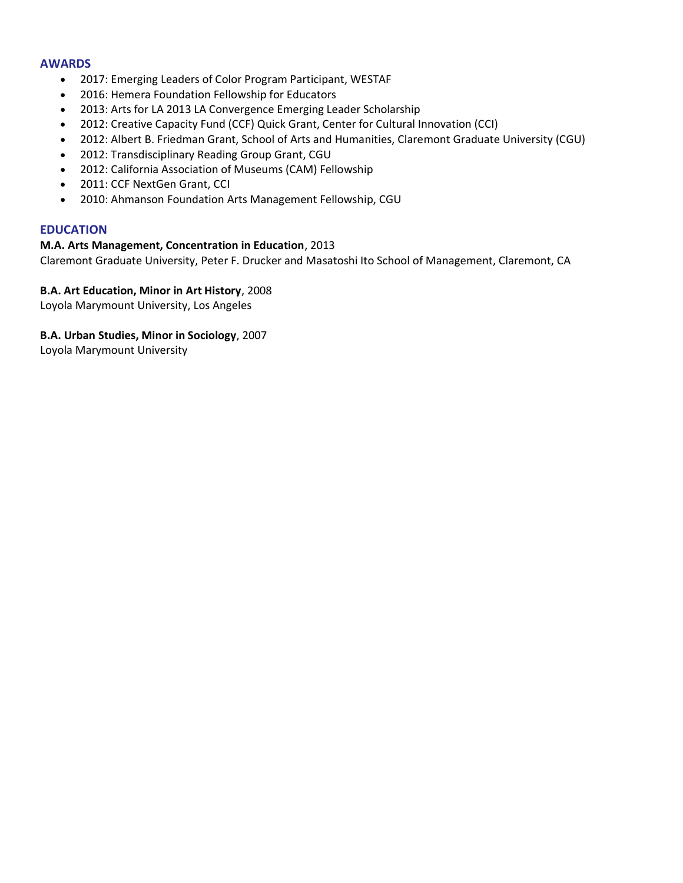## AWARDS

- 2017: Emerging Leaders of Color Program Participant, WESTAF
- 2016: Hemera Foundation Fellowship for Educators
- 2013: Arts for LA 2013 LA Convergence Emerging Leader Scholarship
- 2012: Creative Capacity Fund (CCF) Quick Grant, Center for Cultural Innovation (CCI)
- 2012: Albert B. Friedman Grant, School of Arts and Humanities, Claremont Graduate University (CGU)
- 2012: Transdisciplinary Reading Group Grant, CGU
- 2012: California Association of Museums (CAM) Fellowship
- 2011: CCF NextGen Grant, CCI
- 2010: Ahmanson Foundation Arts Management Fellowship, CGU

## EDUCATION

**M.A. Arts Management, Concentration in Education**, 2013
Claremont Graduate University, Peter F. Drucker and Masatoshi Ito School of Management, Claremont, CA

**B.A. Art Education, Minor in Art History**, 2008
Loyola Marymount University, Los Angeles

**B.A. Urban Studies, Minor in Sociology**, 2007
Loyola Marymount University